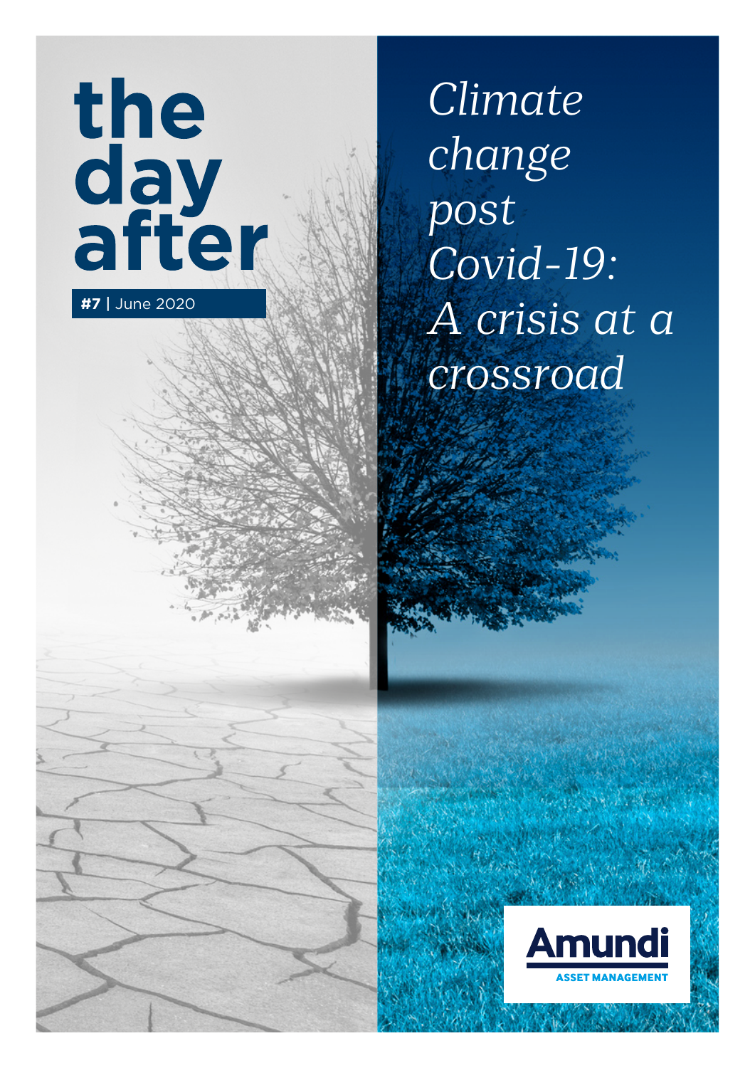# the day after

**#7** | June 2020

*Climate change post Covid-19: A crisis at a crossroad*

Amundi
ASSET MANAGEMENT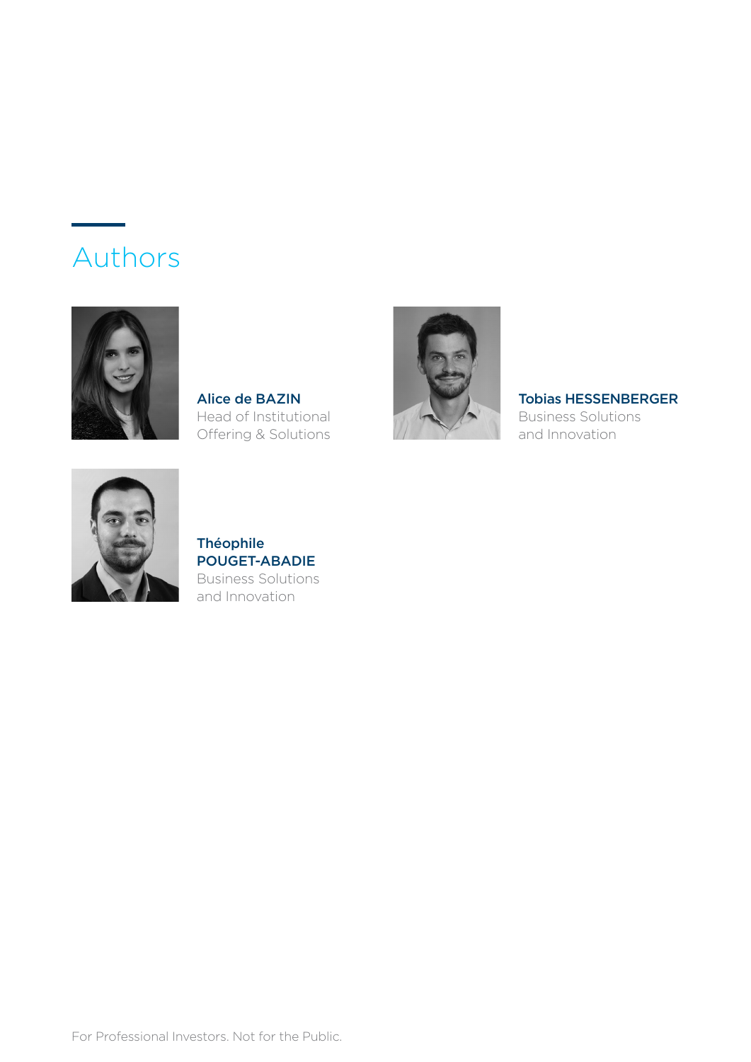# Authors

**Alice de BAZIN**
Head of Institutional Offering & Solutions

**Tobias HESSENBERGER**
Business Solutions and Innovation

**Théophile POUGET-ABADIE**
Business Solutions and Innovation

For Professional Investors. Not for the Public.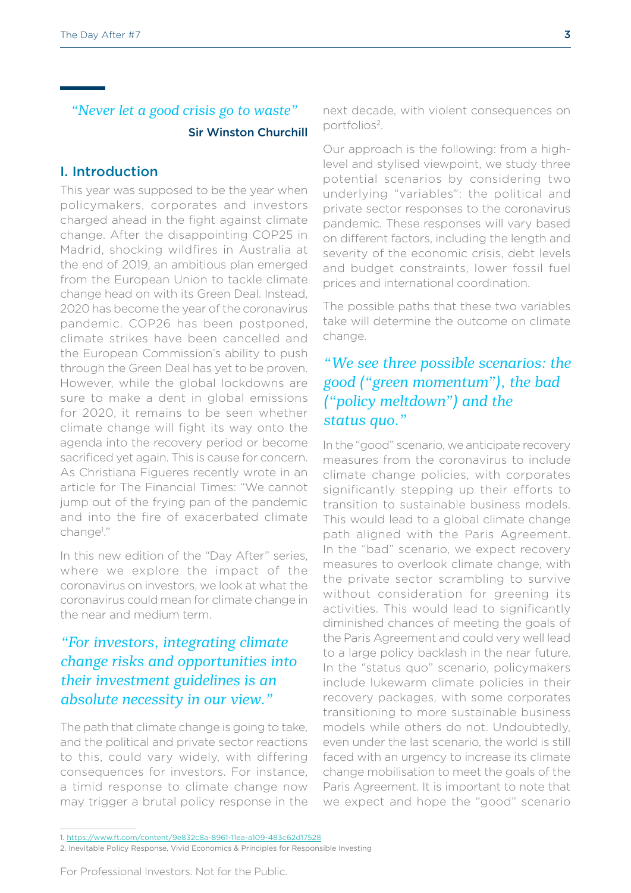*"Never let a good crisis go to waste"*

**Sir Winston Churchill**

## I. Introduction

This year was supposed to be the year when policymakers, corporates and investors charged ahead in the fight against climate change. After the disappointing COP25 in Madrid, shocking wildfires in Australia at the end of 2019, an ambitious plan emerged from the European Union to tackle climate change head on with its Green Deal. Instead, 2020 has become the year of the coronavirus pandemic. COP26 has been postponed, climate strikes have been cancelled and the European Commission's ability to push through the Green Deal has yet to be proven. However, while the global lockdowns are sure to make a dent in global emissions for 2020, it remains to be seen whether climate change will fight its way onto the agenda into the recovery period or become sacrificed yet again. This is cause for concern. As Christiana Figueres recently wrote in an article for The Financial Times: "We cannot jump out of the frying pan of the pandemic and into the fire of exacerbated climate change[1]."

In this new edition of the "Day After" series, where we explore the impact of the coronavirus on investors, we look at what the coronavirus could mean for climate change in the near and medium term.

> *"For investors, integrating climate change risks and opportunities into their investment guidelines is an absolute necessity in our view."*

The path that climate change is going to take, and the political and private sector reactions to this, could vary widely, with differing consequences for investors. For instance, a timid response to climate change now may trigger a brutal policy response in the next decade, with violent consequences on portfolios[2].

Our approach is the following: from a high-level and stylised viewpoint, we study three potential scenarios by considering two underlying "variables": the political and private sector responses to the coronavirus pandemic. These responses will vary based on different factors, including the length and severity of the economic crisis, debt levels and budget constraints, lower fossil fuel prices and international coordination.

The possible paths that these two variables take will determine the outcome on climate change.

> *"We see three possible scenarios: the good ("green momentum"), the bad ("policy meltdown") and the status quo."*

In the "good" scenario, we anticipate recovery measures from the coronavirus to include climate change policies, with corporates significantly stepping up their efforts to transition to sustainable business models. This would lead to a global climate change path aligned with the Paris Agreement. In the "bad" scenario, we expect recovery measures to overlook climate change, with the private sector scrambling to survive without consideration for greening its activities. This would lead to significantly diminished chances of meeting the goals of the Paris Agreement and could very well lead to a large policy backlash in the near future. In the "status quo" scenario, policymakers include lukewarm climate policies in their recovery packages, with some corporates transitioning to more sustainable business models while others do not. Undoubtedly, even under the last scenario, the world is still faced with an urgency to increase its climate change mobilisation to meet the goals of the Paris Agreement. It is important to note that we expect and hope the "good" scenario

---

1. https://www.ft.com/content/9e832c8a-8961-11ea-a109-483c62d17528
2. Inevitable Policy Response, Vivid Economics & Principles for Responsible Investing

For Professional Investors. Not for the Public.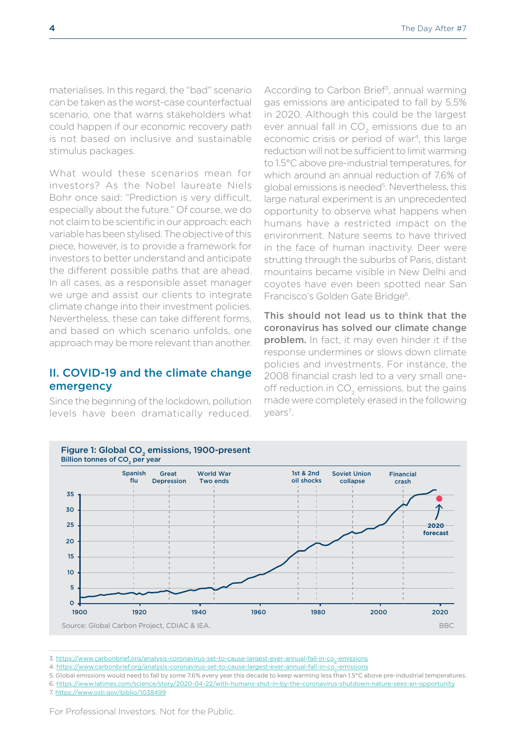materialises. In this regard, the "bad" scenario can be taken as the worst-case counterfactual scenario, one that warns stakeholders what could happen if our economic recovery path is not based on inclusive and sustainable stimulus packages.

What would these scenarios mean for investors? As the Nobel laureate Niels Bohr once said: "Prediction is very difficult, especially about the future." Of course, we do not claim to be scientific in our approach: each variable has been stylised. The objective of this piece, however, is to provide a framework for investors to better understand and anticipate the different possible paths that are ahead. In all cases, as a responsible asset manager we urge and assist our clients to integrate climate change into their investment policies. Nevertheless, these can take different forms, and based on which scenario unfolds, one approach may be more relevant than another.

## II. COVID-19 and the climate change emergency

Since the beginning of the lockdown, pollution levels have been dramatically reduced. According to Carbon Brief[3], annual warming gas emissions are anticipated to fall by 5.5% in 2020. Although this could be the largest ever annual fall in $CO_2$ emissions due to an economic crisis or period of war[4], this large reduction will not be sufficient to limit warming to 1.5°C above pre-industrial temperatures, for which around an annual reduction of 7.6% of global emissions is needed[5]. Nevertheless, this large natural experiment is an unprecedented opportunity to observe what happens when humans have a restricted impact on the environment. Nature seems to have thrived in the face of human inactivity. Deer were strutting through the suburbs of Paris, distant mountains became visible in New Delhi and coyotes have even been spotted near San Francisco's Golden Gate Bridge[6].

**This should not lead us to think that the coronavirus has solved our climate change problem.** In fact, it may even hinder it if the response undermines or slows down climate policies and investments. For instance, the 2008 financial crash led to a very small one-off reduction in $CO_2$ emissions, but the gains made were completely erased in the following years[7].

**Figure 1: Global $CO_2$ emissions, 1900-present**
Billion tonnes of $CO_2$ per year

Source: Global Carbon Project, CDIAC & IEA. BBC

3. https://www.carbonbrief.org/analysis-coronavirus-set-to-cause-largest-ever-annual-fall-in-co2-emissions
4. https://www.carbonbrief.org/analysis-coronavirus-set-to-cause-largest-ever-annual-fall-in-co2-emissions
5. Global emissions would need to fall by some 7.6% every year this decade to keep warming less than 1.5°C above pre-industrial temperatures.
6. https://www.latimes.com/science/story/2020-04-22/with-humans-shut-in-by-the-coronavirus-shutdown-nature-sees-an-opportunity
7. https://www.osti.gov/biblio/1038499

For Professional Investors. Not for the Public.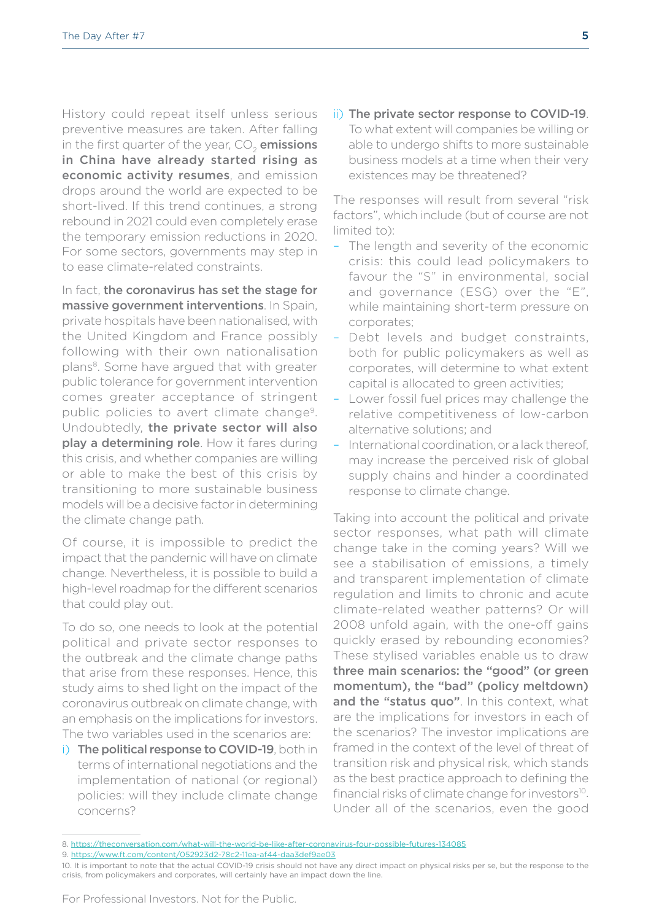History could repeat itself unless serious preventive measures are taken. After falling in the first quarter of the year, $CO_2$ **emissions in China have already started rising as economic activity resumes**, and emission drops around the world are expected to be short-lived. If this trend continues, a strong rebound in 2021 could even completely erase the temporary emission reductions in 2020. For some sectors, governments may step in to ease climate-related constraints.

In fact, **the coronavirus has set the stage for massive government interventions**. In Spain, private hospitals have been nationalised, with the United Kingdom and France possibly following with their own nationalisation plans[8]. Some have argued that with greater public tolerance for government intervention comes greater acceptance of stringent public policies to avert climate change[9]. Undoubtedly, **the private sector will also play a determining role**. How it fares during this crisis, and whether companies are willing or able to make the best of this crisis by transitioning to more sustainable business models will be a decisive factor in determining the climate change path.

Of course, it is impossible to predict the impact that the pandemic will have on climate change. Nevertheless, it is possible to build a high-level roadmap for the different scenarios that could play out.

To do so, one needs to look at the potential political and private sector responses to the outbreak and the climate change paths that arise from these responses. Hence, this study aims to shed light on the impact of the coronavirus outbreak on climate change, with an emphasis on the implications for investors. The two variables used in the scenarios are:

i) **The political response to COVID-19**, both in terms of international negotiations and the implementation of national (or regional) policies: will they include climate change concerns?

ii) **The private sector response to COVID-19**. To what extent will companies be willing or able to undergo shifts to more sustainable business models at a time when their very existences may be threatened?

The responses will result from several "risk factors", which include (but of course are not limited to):

- The length and severity of the economic crisis: this could lead policymakers to favour the "S" in environmental, social and governance (ESG) over the "E", while maintaining short-term pressure on corporates;
- Debt levels and budget constraints, both for public policymakers as well as corporates, will determine to what extent capital is allocated to green activities;
- Lower fossil fuel prices may challenge the relative competitiveness of low-carbon alternative solutions; and
- International coordination, or a lack thereof, may increase the perceived risk of global supply chains and hinder a coordinated response to climate change.

Taking into account the political and private sector responses, what path will climate change take in the coming years? Will we see a stabilisation of emissions, a timely and transparent implementation of climate regulation and limits to chronic and acute climate-related weather patterns? Or will 2008 unfold again, with the one-off gains quickly erased by rebounding economies? These stylised variables enable us to draw **three main scenarios: the "good" (or green momentum), the "bad" (policy meltdown) and the "status quo"**. In this context, what are the implications for investors in each of the scenarios? The investor implications are framed in the context of the level of threat of transition risk and physical risk, which stands as the best practice approach to defining the financial risks of climate change for investors[10]. Under all of the scenarios, even the good

8. https://theconversation.com/what-will-the-world-be-like-after-coronavirus-four-possible-futures-134085

9. https://www.ft.com/content/052923d2-78c2-11ea-af44-daa3def9ae03

10. It is important to note that the actual COVID-19 crisis should not have any direct impact on physical risks per se, but the response to the crisis, from policymakers and corporates, will certainly have an impact down the line.

For Professional Investors. Not for the Public.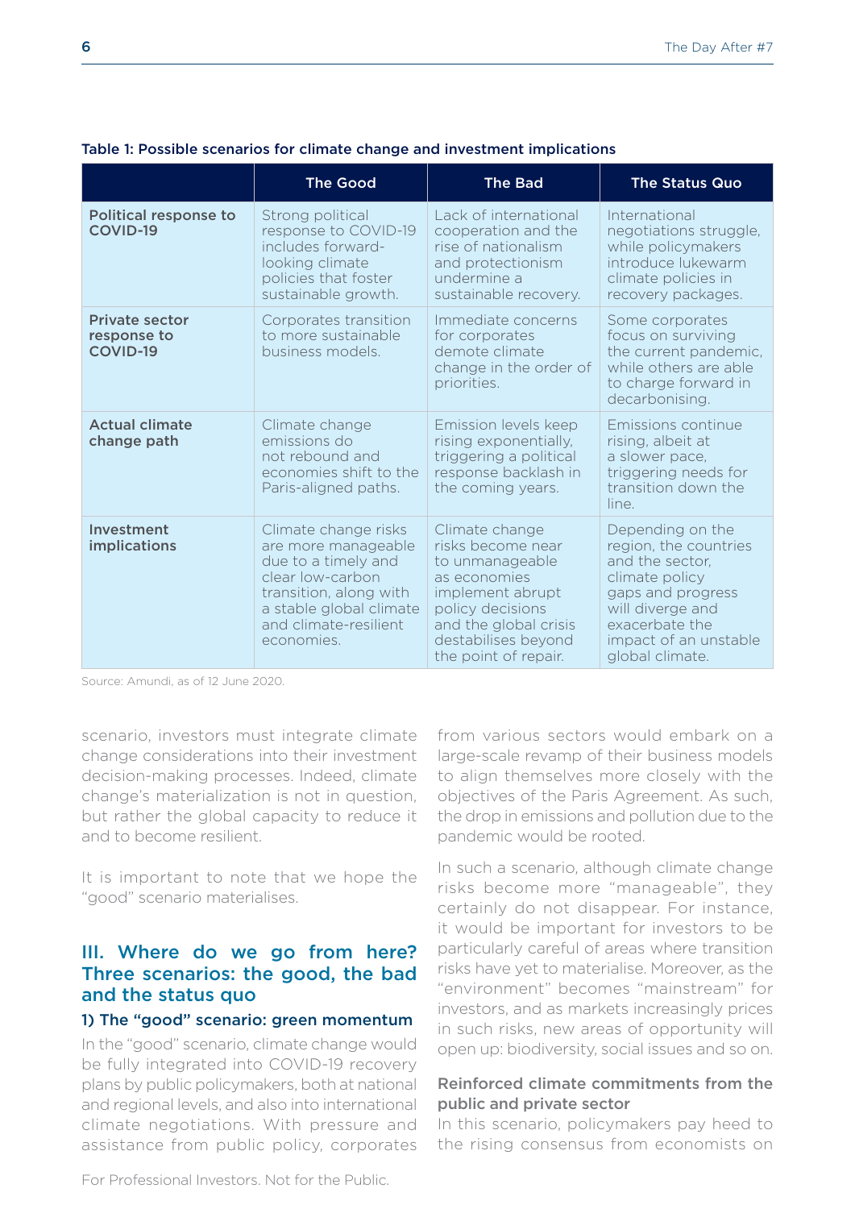**Table 1: Possible scenarios for climate change and investment implications**

| | The Good | The Bad | The Status Quo |
|---|---|---|---|
| **Political response to COVID-19** | Strong political response to COVID-19 includes forward-looking climate policies that foster sustainable growth. | Lack of international cooperation and the rise of nationalism and protectionism undermine a sustainable recovery. | International negotiations struggle, while policymakers introduce lukewarm climate policies in recovery packages. |
| **Private sector response to COVID-19** | Corporates transition to more sustainable business models. | Immediate concerns for corporates demote climate change in the order of priorities. | Some corporates focus on surviving the current pandemic, while others are able to charge forward in decarbonising. |
| **Actual climate change path** | Climate change emissions do not rebound and economies shift to the Paris-aligned paths. | Emission levels keep rising exponentially, triggering a political response backlash in the coming years. | Emissions continue rising, albeit at a slower pace, triggering needs for transition down the line. |
| **Investment implications** | Climate change risks are more manageable due to a timely and clear low-carbon transition, along with a stable global climate and climate-resilient economies. | Climate change risks become near to unmanageable as economies implement abrupt policy decisions and the global crisis destabilises beyond the point of repair. | Depending on the region, the countries and the sector, climate policy gaps and progress will diverge and exacerbate the impact of an unstable global climate. |

Source: Amundi, as of 12 June 2020.

scenario, investors must integrate climate change considerations into their investment decision-making processes. Indeed, climate change's materialization is not in question, but rather the global capacity to reduce it and to become resilient.

It is important to note that we hope the "good" scenario materialises.

## III. Where do we go from here? Three scenarios: the good, the bad and the status quo

### 1) The "good" scenario: green momentum

In the "good" scenario, climate change would be fully integrated into COVID-19 recovery plans by public policymakers, both at national and regional levels, and also into international climate negotiations. With pressure and assistance from public policy, corporates from various sectors would embark on a large-scale revamp of their business models to align themselves more closely with the objectives of the Paris Agreement. As such, the drop in emissions and pollution due to the pandemic would be rooted.

In such a scenario, although climate change risks become more "manageable", they certainly do not disappear. For instance, it would be important for investors to be particularly careful of areas where transition risks have yet to materialise. Moreover, as the "environment" becomes "mainstream" for investors, and as markets increasingly prices in such risks, new areas of opportunity will open up: biodiversity, social issues and so on.

#### Reinforced climate commitments from the public and private sector

In this scenario, policymakers pay heed to the rising consensus from economists on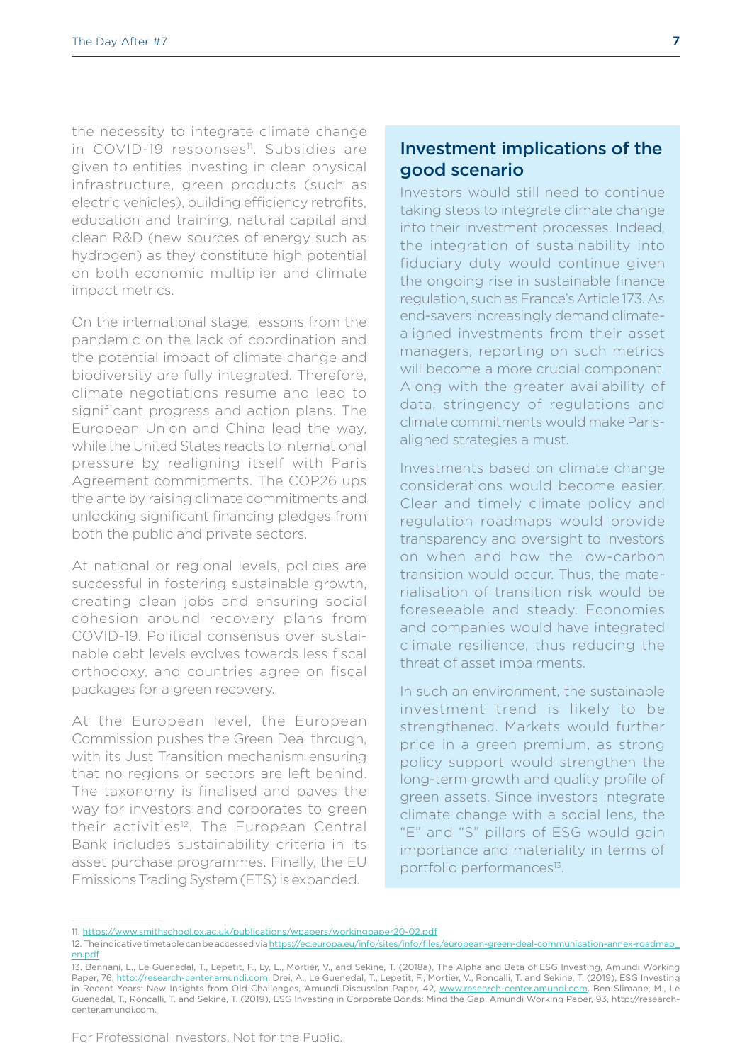the necessity to integrate climate change in COVID-19 responses[11]. Subsidies are given to entities investing in clean physical infrastructure, green products (such as electric vehicles), building efficiency retrofits, education and training, natural capital and clean R&D (new sources of energy such as hydrogen) as they constitute high potential on both economic multiplier and climate impact metrics.

On the international stage, lessons from the pandemic on the lack of coordination and the potential impact of climate change and biodiversity are fully integrated. Therefore, climate negotiations resume and lead to significant progress and action plans. The European Union and China lead the way, while the United States reacts to international pressure by realigning itself with Paris Agreement commitments. The COP26 ups the ante by raising climate commitments and unlocking significant financing pledges from both the public and private sectors.

At national or regional levels, policies are successful in fostering sustainable growth, creating clean jobs and ensuring social cohesion around recovery plans from COVID-19. Political consensus over sustainable debt levels evolves towards less fiscal orthodoxy, and countries agree on fiscal packages for a green recovery.

At the European level, the European Commission pushes the Green Deal through, with its Just Transition mechanism ensuring that no regions or sectors are left behind. The taxonomy is finalised and paves the way for investors and corporates to green their activities[12]. The European Central Bank includes sustainability criteria in its asset purchase programmes. Finally, the EU Emissions Trading System (ETS) is expanded.

## Investment implications of the good scenario

Investors would still need to continue taking steps to integrate climate change into their investment processes. Indeed, the integration of sustainability into fiduciary duty would continue given the ongoing rise in sustainable finance regulation, such as France's Article 173. As end-savers increasingly demand climate-aligned investments from their asset managers, reporting on such metrics will become a more crucial component. Along with the greater availability of data, stringency of regulations and climate commitments would make Paris-aligned strategies a must.

Investments based on climate change considerations would become easier. Clear and timely climate policy and regulation roadmaps would provide transparency and oversight to investors on when and how the low-carbon transition would occur. Thus, the materialisation of transition risk would be foreseeable and steady. Economies and companies would have integrated climate resilience, thus reducing the threat of asset impairments.

In such an environment, the sustainable investment trend is likely to be strengthened. Markets would further price in a green premium, as strong policy support would strengthen the long-term growth and quality profile of green assets. Since investors integrate climate change with a social lens, the "E" and "S" pillars of ESG would gain importance and materiality in terms of portfolio performances[13].

---

11. https://www.smithschool.ox.ac.uk/publications/wpapers/workingpaper20-02.pdf

12. The indicative timetable can be accessed via https://ec.europa.eu/info/sites/info/files/european-green-deal-communication-annex-roadmap_en.pdf

13. Bennani, L., Le Guenedal, T., Lepetit, F., Ly, L., Mortier, V., and Sekine, T. (2018a), The Alpha and Beta of ESG Investing, Amundi Working Paper, 76, http://research-center.amundi.com. Drei, A., Le Guenedal, T., Lepetit, F., Mortier, V., Roncalli, T. and Sekine, T. (2019), ESG Investing in Recent Years: New Insights from Old Challenges, Amundi Discussion Paper, 42, www.research-center.amundi.com. Ben Slimane, M., Le Guenedal, T., Roncalli, T. and Sekine, T. (2019), ESG Investing in Corporate Bonds: Mind the Gap, Amundi Working Paper, 93, http://research-center.amundi.com.

For Professional Investors. Not for the Public.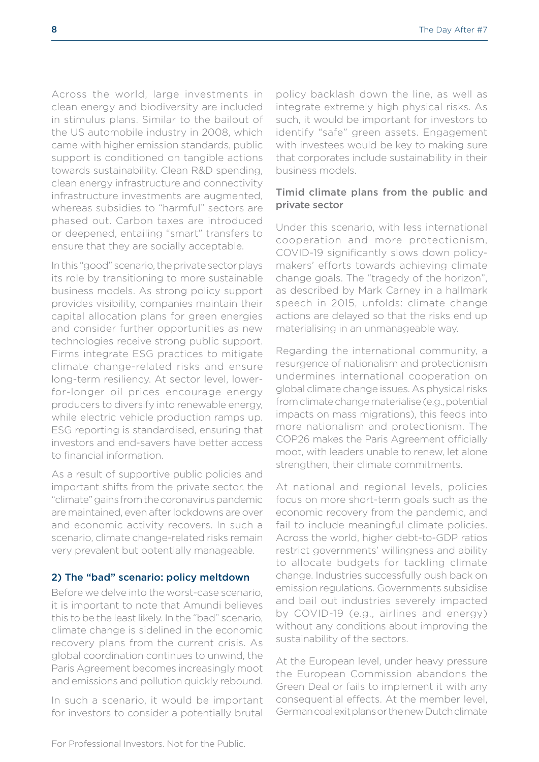Across the world, large investments in clean energy and biodiversity are included in stimulus plans. Similar to the bailout of the US automobile industry in 2008, which came with higher emission standards, public support is conditioned on tangible actions towards sustainability. Clean R&D spending, clean energy infrastructure and connectivity infrastructure investments are augmented, whereas subsidies to "harmful" sectors are phased out. Carbon taxes are introduced or deepened, entailing "smart" transfers to ensure that they are socially acceptable.

In this "good" scenario, the private sector plays its role by transitioning to more sustainable business models. As strong policy support provides visibility, companies maintain their capital allocation plans for green energies and consider further opportunities as new technologies receive strong public support. Firms integrate ESG practices to mitigate climate change-related risks and ensure long-term resiliency. At sector level, lower-for-longer oil prices encourage energy producers to diversify into renewable energy, while electric vehicle production ramps up. ESG reporting is standardised, ensuring that investors and end-savers have better access to financial information.

As a result of supportive public policies and important shifts from the private sector, the "climate" gains from the coronavirus pandemic are maintained, even after lockdowns are over and economic activity recovers. In such a scenario, climate change-related risks remain very prevalent but potentially manageable.

### 2) The "bad" scenario: policy meltdown

Before we delve into the worst-case scenario, it is important to note that Amundi believes this to be the least likely. In the "bad" scenario, climate change is sidelined in the economic recovery plans from the current crisis. As global coordination continues to unwind, the Paris Agreement becomes increasingly moot and emissions and pollution quickly rebound.

In such a scenario, it would be important for investors to consider a potentially brutal policy backlash down the line, as well as integrate extremely high physical risks. As such, it would be important for investors to identify "safe" green assets. Engagement with investees would be key to making sure that corporates include sustainability in their business models.

#### Timid climate plans from the public and private sector

Under this scenario, with less international cooperation and more protectionism, COVID-19 significantly slows down policy-makers' efforts towards achieving climate change goals. The "tragedy of the horizon", as described by Mark Carney in a hallmark speech in 2015, unfolds: climate change actions are delayed so that the risks end up materialising in an unmanageable way.

Regarding the international community, a resurgence of nationalism and protectionism undermines international cooperation on global climate change issues. As physical risks from climate change materialise (e.g., potential impacts on mass migrations), this feeds into more nationalism and protectionism. The COP26 makes the Paris Agreement officially moot, with leaders unable to renew, let alone strengthen, their climate commitments.

At national and regional levels, policies focus on more short-term goals such as the economic recovery from the pandemic, and fail to include meaningful climate policies. Across the world, higher debt-to-GDP ratios restrict governments' willingness and ability to allocate budgets for tackling climate change. Industries successfully push back on emission regulations. Governments subsidise and bail out industries severely impacted by COVID-19 (e.g., airlines and energy) without any conditions about improving the sustainability of the sectors.

At the European level, under heavy pressure the European Commission abandons the Green Deal or fails to implement it with any consequential effects. At the member level, German coal exit plans or the new Dutch climate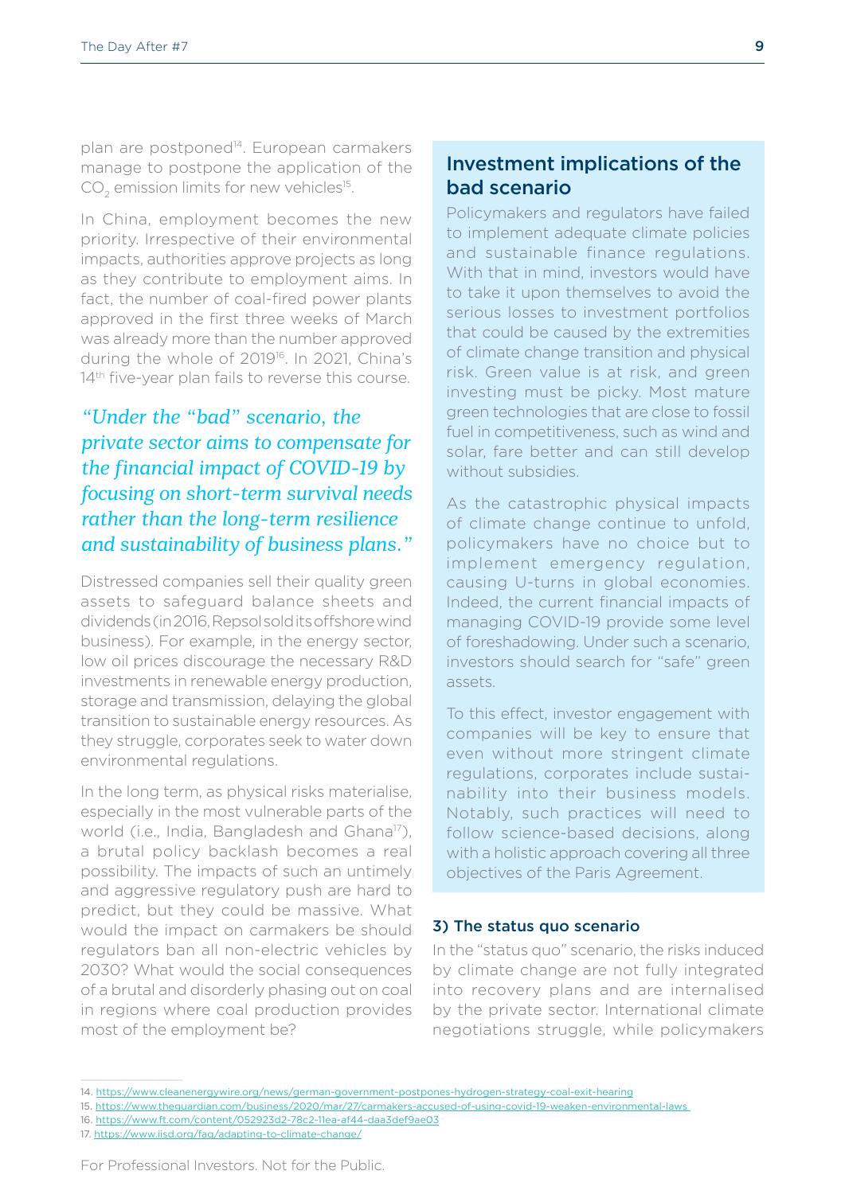plan are postponed[14]. European carmakers manage to postpone the application of the $CO_2$ emission limits for new vehicles[15].

In China, employment becomes the new priority. Irrespective of their environmental impacts, authorities approve projects as long as they contribute to employment aims. In fact, the number of coal-fired power plants approved in the first three weeks of March was already more than the number approved during the whole of 2019[16]. In 2021, China's 14th five-year plan fails to reverse this course.

> *"Under the "bad" scenario, the private sector aims to compensate for the financial impact of COVID-19 by focusing on short-term survival needs rather than the long-term resilience and sustainability of business plans."*

Distressed companies sell their quality green assets to safeguard balance sheets and dividends (in 2016, Repsol sold its offshore wind business). For example, in the energy sector, low oil prices discourage the necessary R&D investments in renewable energy production, storage and transmission, delaying the global transition to sustainable energy resources. As they struggle, corporates seek to water down environmental regulations.

In the long term, as physical risks materialise, especially in the most vulnerable parts of the world (i.e., India, Bangladesh and Ghana[17]), a brutal policy backlash becomes a real possibility. The impacts of such an untimely and aggressive regulatory push are hard to predict, but they could be massive. What would the impact on carmakers be should regulators ban all non-electric vehicles by 2030? What would the social consequences of a brutal and disorderly phasing out on coal in regions where coal production provides most of the employment be?

## Investment implications of the bad scenario

Policymakers and regulators have failed to implement adequate climate policies and sustainable finance regulations. With that in mind, investors would have to take it upon themselves to avoid the serious losses to investment portfolios that could be caused by the extremities of climate change transition and physical risk. Green value is at risk, and green investing must be picky. Most mature green technologies that are close to fossil fuel in competitiveness, such as wind and solar, fare better and can still develop without subsidies.

As the catastrophic physical impacts of climate change continue to unfold, policymakers have no choice but to implement emergency regulation, causing U-turns in global economies. Indeed, the current financial impacts of managing COVID-19 provide some level of foreshadowing. Under such a scenario, investors should search for "safe" green assets.

To this effect, investor engagement with companies will be key to ensure that even without more stringent climate regulations, corporates include sustainability into their business models. Notably, such practices will need to follow science-based decisions, along with a holistic approach covering all three objectives of the Paris Agreement.

### 3) The status quo scenario

In the "status quo" scenario, the risks induced by climate change are not fully integrated into recovery plans and are internalised by the private sector. International climate negotiations struggle, while policymakers

---

14. https://www.cleanenergywire.org/news/german-government-postpones-hydrogen-strategy-coal-exit-hearing
15. https://www.theguardian.com/business/2020/mar/27/carmakers-accused-of-using-covid-19-weaken-environmental-laws
16. https://www.ft.com/content/052923d2-78c2-11ea-af44-daa3def9ae03
17. https://www.iisd.org/faq/adapting-to-climate-change/

For Professional Investors. Not for the Public.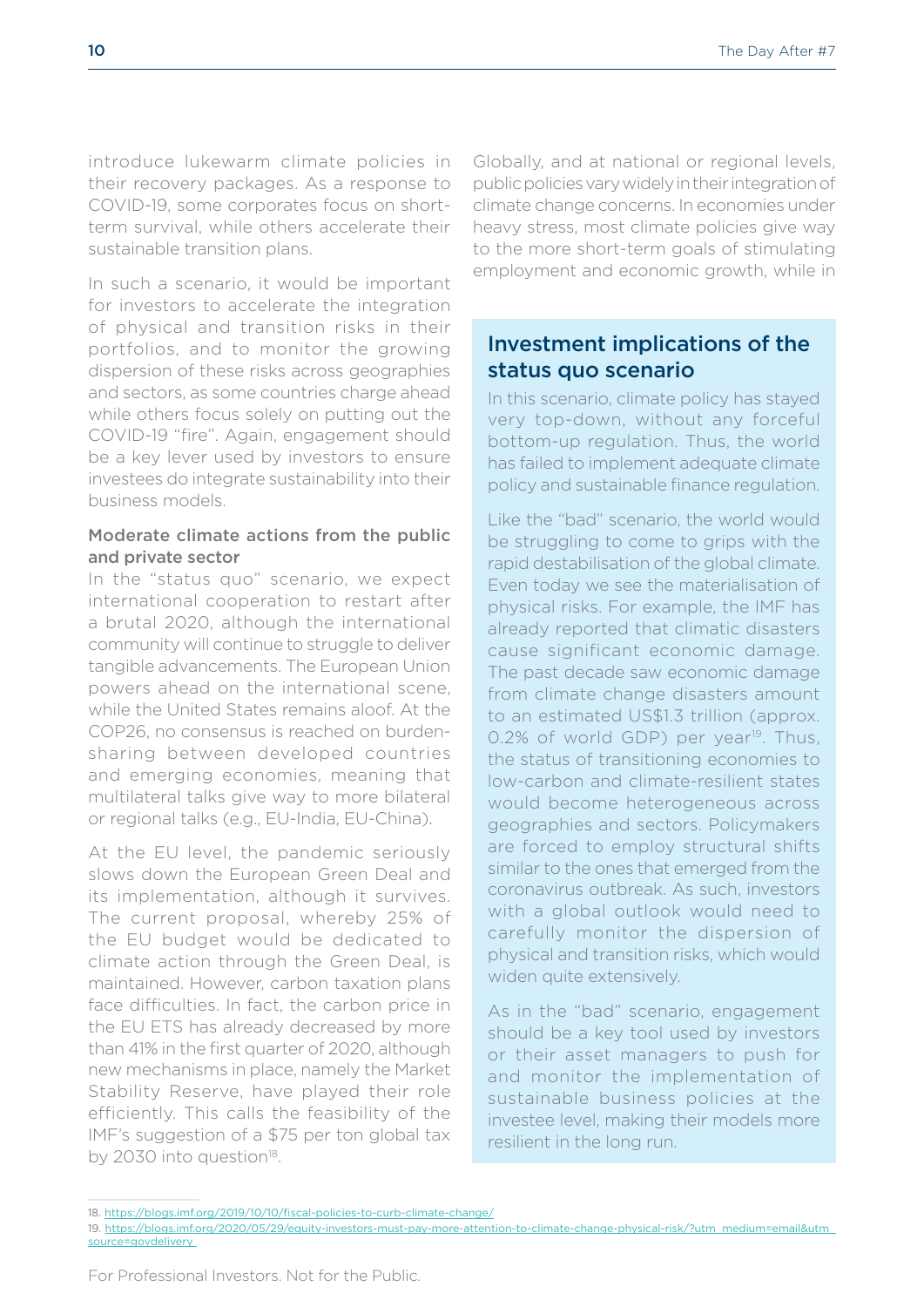introduce lukewarm climate policies in their recovery packages. As a response to COVID-19, some corporates focus on short-term survival, while others accelerate their sustainable transition plans.

In such a scenario, it would be important for investors to accelerate the integration of physical and transition risks in their portfolios, and to monitor the growing dispersion of these risks across geographies and sectors, as some countries charge ahead while others focus solely on putting out the COVID-19 "fire". Again, engagement should be a key lever used by investors to ensure investees do integrate sustainability into their business models.

### Moderate climate actions from the public and private sector

In the "status quo" scenario, we expect international cooperation to restart after a brutal 2020, although the international community will continue to struggle to deliver tangible advancements. The European Union powers ahead on the international scene, while the United States remains aloof. At the COP26, no consensus is reached on burden-sharing between developed countries and emerging economies, meaning that multilateral talks give way to more bilateral or regional talks (e.g., EU-India, EU-China).

At the EU level, the pandemic seriously slows down the European Green Deal and its implementation, although it survives. The current proposal, whereby 25% of the EU budget would be dedicated to climate action through the Green Deal, is maintained. However, carbon taxation plans face difficulties. In fact, the carbon price in the EU ETS has already decreased by more than 41% in the first quarter of 2020, although new mechanisms in place, namely the Market Stability Reserve, have played their role efficiently. This calls the feasibility of the IMF's suggestion of a $75 per ton global tax by 2030 into question[18].

Globally, and at national or regional levels, public policies vary widely in their integration of climate change concerns. In economies under heavy stress, most climate policies give way to the more short-term goals of stimulating employment and economic growth, while in

## Investment implications of the status quo scenario

In this scenario, climate policy has stayed very top-down, without any forceful bottom-up regulation. Thus, the world has failed to implement adequate climate policy and sustainable finance regulation.

Like the "bad" scenario, the world would be struggling to come to grips with the rapid destabilisation of the global climate. Even today we see the materialisation of physical risks. For example, the IMF has already reported that climatic disasters cause significant economic damage. The past decade saw economic damage from climate change disasters amount to an estimated US$1.3 trillion (approx. 0.2% of world GDP) per year[19]. Thus, the status of transitioning economies to low-carbon and climate-resilient states would become heterogeneous across geographies and sectors. Policymakers are forced to employ structural shifts similar to the ones that emerged from the coronavirus outbreak. As such, investors with a global outlook would need to carefully monitor the dispersion of physical and transition risks, which would widen quite extensively.

As in the "bad" scenario, engagement should be a key tool used by investors or their asset managers to push for and monitor the implementation of sustainable business policies at the investee level, making their models more resilient in the long run.

---

18. https://blogs.imf.org/2019/10/10/fiscal-policies-to-curb-climate-change/
19. https://blogs.imf.org/2020/05/29/equity-investors-must-pay-more-attention-to-climate-change-physical-risk/?utm_medium=email&utm_source=govdelivery

For Professional Investors. Not for the Public.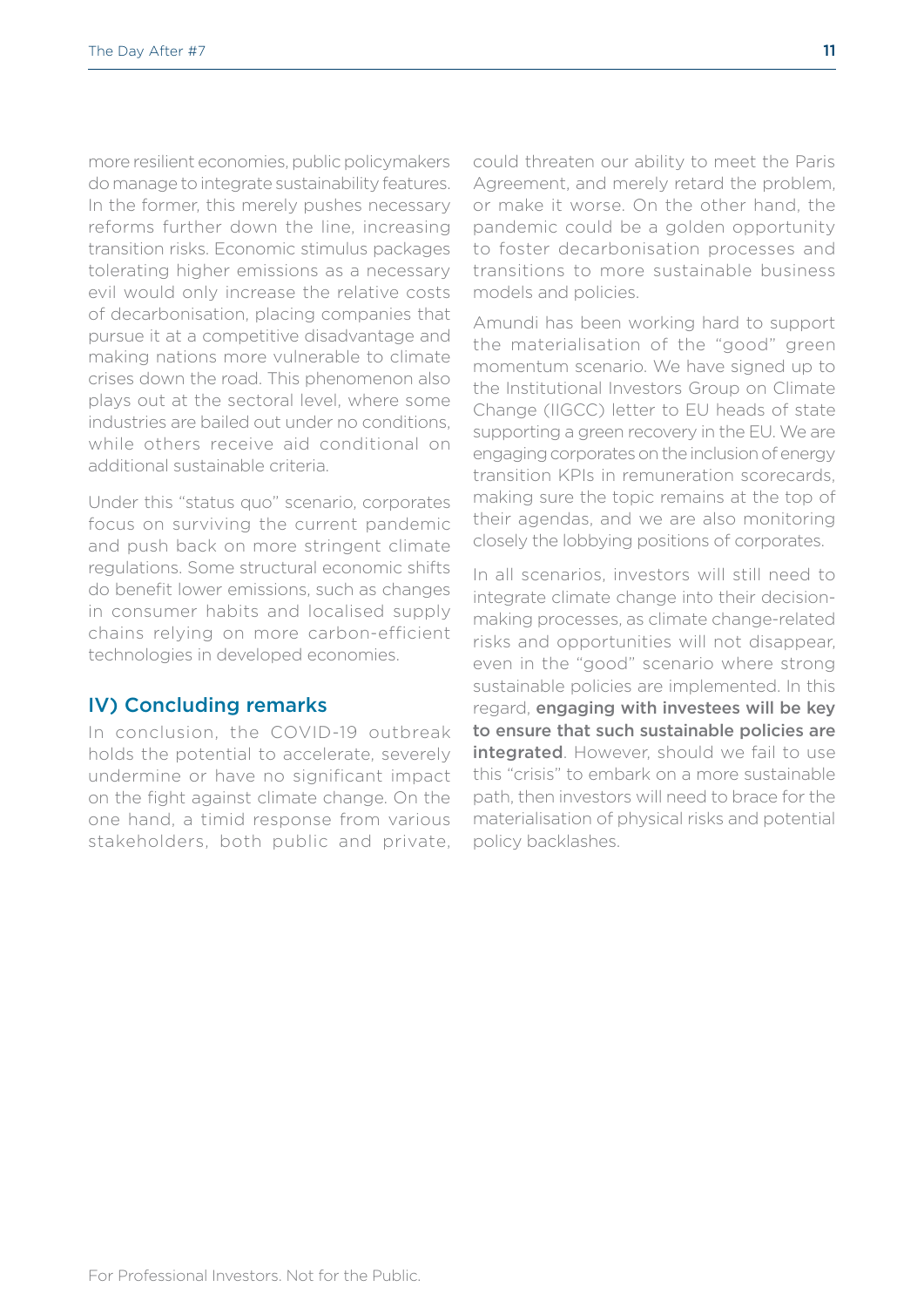more resilient economies, public policymakers do manage to integrate sustainability features. In the former, this merely pushes necessary reforms further down the line, increasing transition risks. Economic stimulus packages tolerating higher emissions as a necessary evil would only increase the relative costs of decarbonisation, placing companies that pursue it at a competitive disadvantage and making nations more vulnerable to climate crises down the road. This phenomenon also plays out at the sectoral level, where some industries are bailed out under no conditions, while others receive aid conditional on additional sustainable criteria.

Under this "status quo" scenario, corporates focus on surviving the current pandemic and push back on more stringent climate regulations. Some structural economic shifts do benefit lower emissions, such as changes in consumer habits and localised supply chains relying on more carbon-efficient technologies in developed economies.

## IV) Concluding remarks

In conclusion, the COVID-19 outbreak holds the potential to accelerate, severely undermine or have no significant impact on the fight against climate change. On the one hand, a timid response from various stakeholders, both public and private, could threaten our ability to meet the Paris Agreement, and merely retard the problem, or make it worse. On the other hand, the pandemic could be a golden opportunity to foster decarbonisation processes and transitions to more sustainable business models and policies.

Amundi has been working hard to support the materialisation of the "good" green momentum scenario. We have signed up to the Institutional Investors Group on Climate Change (IIGCC) letter to EU heads of state supporting a green recovery in the EU. We are engaging corporates on the inclusion of energy transition KPIs in remuneration scorecards, making sure the topic remains at the top of their agendas, and we are also monitoring closely the lobbying positions of corporates.

In all scenarios, investors will still need to integrate climate change into their decision-making processes, as climate change-related risks and opportunities will not disappear, even in the "good" scenario where strong sustainable policies are implemented. In this regard, **engaging with investees will be key to ensure that such sustainable policies are integrated**. However, should we fail to use this "crisis" to embark on a more sustainable path, then investors will need to brace for the materialisation of physical risks and potential policy backlashes.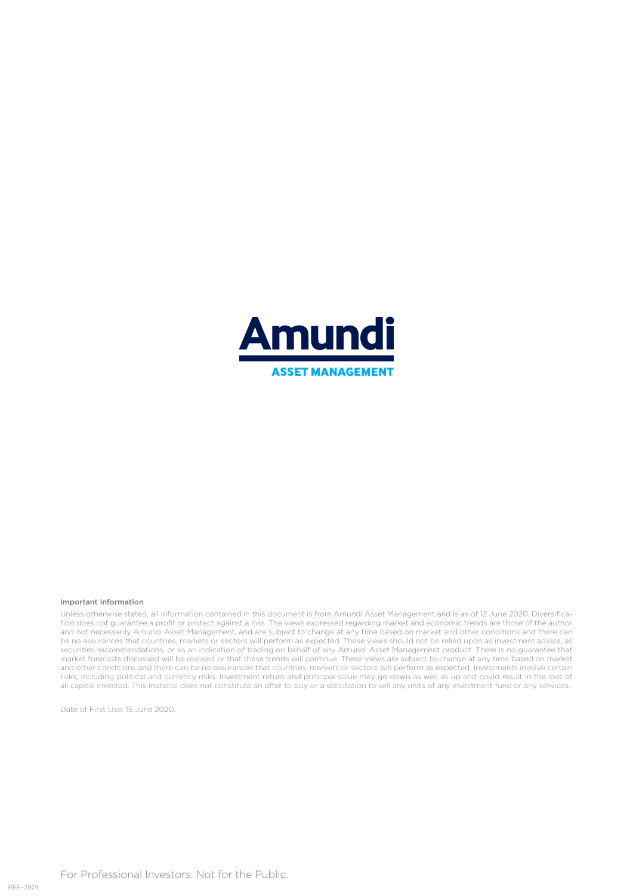Amundi

ASSET MANAGEMENT

**Important Information**

Unless otherwise stated, all information contained in this document is from Amundi Asset Management and is as of 12 June 2020. Diversification does not guarantee a profit or protect against a loss. The views expressed regarding market and economic trends are those of the author and not necessarily Amundi Asset Management, and are subject to change at any time based on market and other conditions and there can be no assurances that countries, markets or sectors will perform as expected. These views should not be relied upon as investment advice, as securities recommendations, or as an indication of trading on behalf of any Amundi Asset Management product. There is no guarantee that market forecasts discussed will be realised or that these trends will continue. These views are subject to change at any time based on market and other conditions and there can be no assurances that countries, markets or sectors will perform as expected. Investments involve certain risks, including political and currency risks. Investment return and principal value may go down as well as up and could result in the loss of all capital invested. This material does not constitute an offer to buy or a solicitation to sell any units of any investment fund or any services.

Date of First Use: 15 June 2020.

For Professional Investors. Not for the Public.

REF-2801